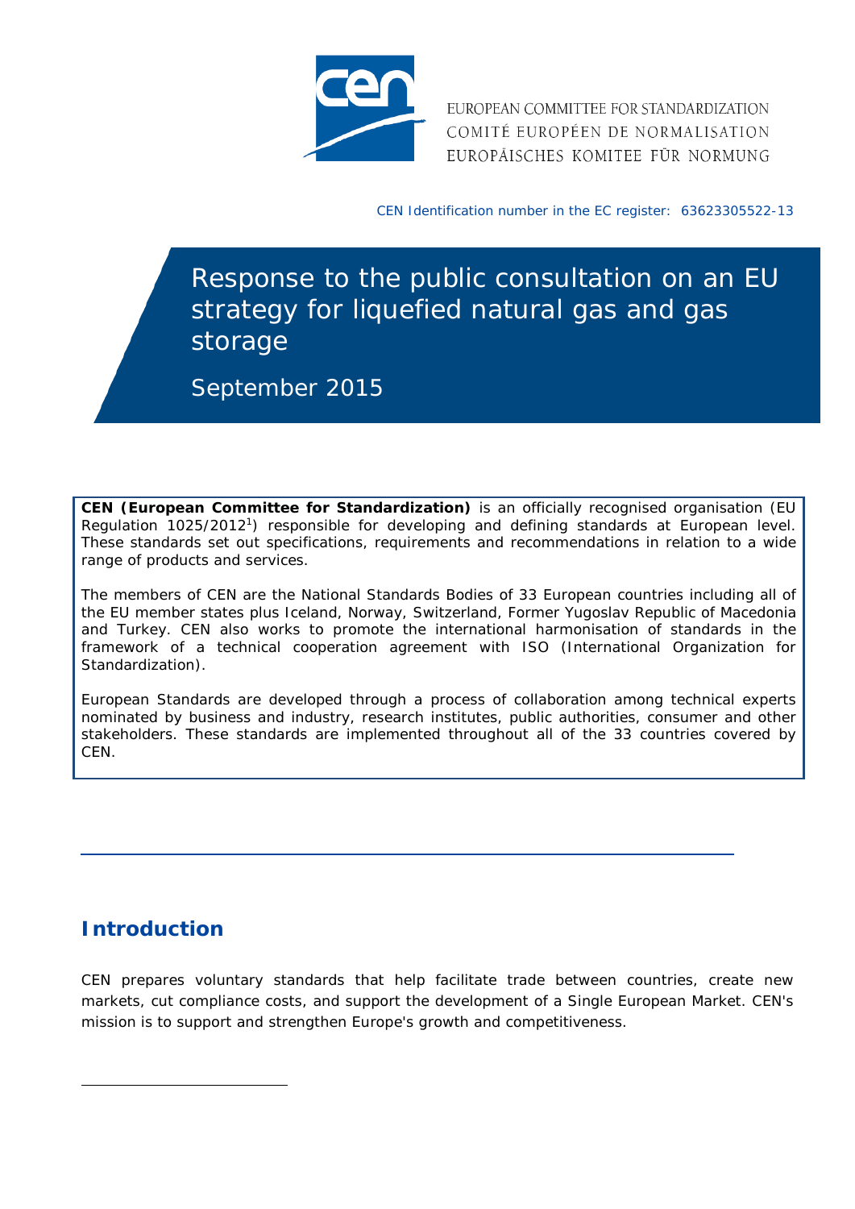EUROPEAN COMMITTEE FOR STANDARDIZATION
COMITÉ EUROPÉEN DE NORMALISATION
EUROPÄISCHES KOMITEE FÜR NORMUNG

CEN Identification number in the EC register: 63623305522-13

# Response to the public consultation on an EU strategy for liquefied natural gas and gas storage

September 2015

**CEN (European Committee for Standardization)** is an officially recognised organisation (EU Regulation 1025/2012[1]) responsible for developing and defining standards at European level. These standards set out specifications, requirements and recommendations in relation to a wide range of products and services.

The members of CEN are the National Standards Bodies of 33 European countries including all of the EU member states plus Iceland, Norway, Switzerland, Former Yugoslav Republic of Macedonia and Turkey. CEN also works to promote the international harmonisation of standards in the framework of a technical cooperation agreement with ISO (International Organization for Standardization).

European Standards are developed through a process of collaboration among technical experts nominated by business and industry, research institutes, public authorities, consumer and other stakeholders. These standards are implemented throughout all of the 33 countries covered by CEN.

## Introduction

CEN prepares voluntary standards that help facilitate trade between countries, create new markets, cut compliance costs, and support the development of a Single European Market. CEN's mission is to support and strengthen Europe's growth and competitiveness.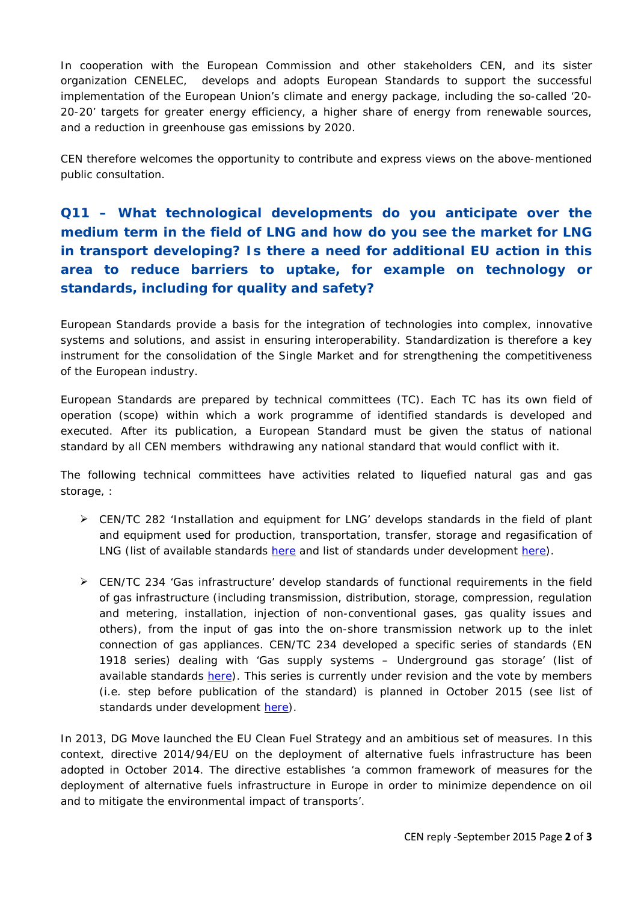In cooperation with the European Commission and other stakeholders CEN, and its sister organization CENELEC, develops and adopts European Standards to support the successful implementation of the European Union's climate and energy package, including the so-called '20-20-20' targets for greater energy efficiency, a higher share of energy from renewable sources, and a reduction in greenhouse gas emissions by 2020.

CEN therefore welcomes the opportunity to contribute and express views on the above-mentioned public consultation.

## Q11 – What technological developments do you anticipate over the medium term in the field of LNG and how do you see the market for LNG in transport developing? Is there a need for additional EU action in this area to reduce barriers to uptake, for example on technology or standards, including for quality and safety?

European Standards provide a basis for the integration of technologies into complex, innovative systems and solutions, and assist in ensuring interoperability. Standardization is therefore a key instrument for the consolidation of the Single Market and for strengthening the competitiveness of the European industry.

European Standards are prepared by technical committees (TC). Each TC has its own field of operation (scope) within which a work programme of identified standards is developed and executed. After its publication, a European Standard must be given the status of national standard by all CEN members withdrawing any national standard that would conflict with it.

The following technical committees have activities related to liquefied natural gas and gas storage, :

- CEN/TC 282 'Installation and equipment for LNG' develops standards in the field of plant and equipment used for production, transportation, transfer, storage and regasification of LNG (list of available standards here and list of standards under development here).
- CEN/TC 234 'Gas infrastructure' develop standards of functional requirements in the field of gas infrastructure (including transmission, distribution, storage, compression, regulation and metering, installation, injection of non-conventional gases, gas quality issues and others), from the input of gas into the on-shore transmission network up to the inlet connection of gas appliances. CEN/TC 234 developed a specific series of standards (EN 1918 series) dealing with 'Gas supply systems – Underground gas storage' (list of available standards here). This series is currently under revision and the vote by members (i.e. step before publication of the standard) is planned in October 2015 (see list of standards under development here).

In 2013, DG Move launched the EU Clean Fuel Strategy and an ambitious set of measures. In this context, directive 2014/94/EU on the deployment of alternative fuels infrastructure has been adopted in October 2014. The directive establishes 'a common framework of measures for the deployment of alternative fuels infrastructure in Europe in order to minimize dependence on oil and to mitigate the environmental impact of transports'.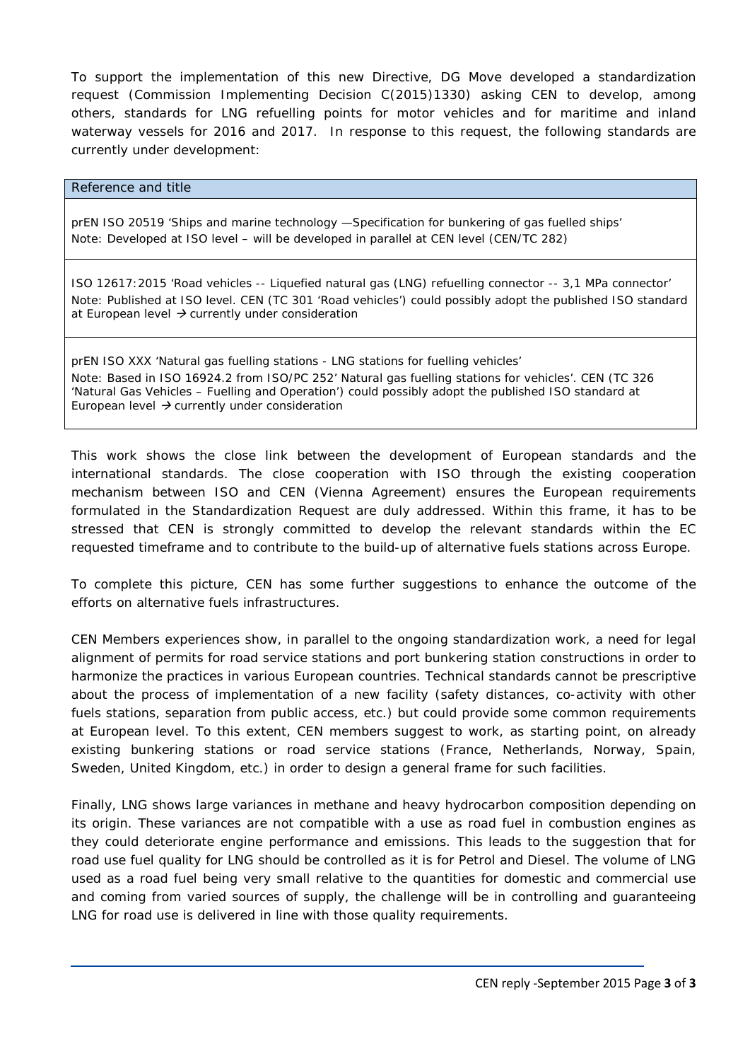To support the implementation of this new Directive, DG Move developed a standardization request (Commission Implementing Decision C(2015)1330) asking CEN to develop, among others, standards for LNG refuelling points for motor vehicles and for maritime and inland waterway vessels for 2016 and 2017. In response to this request, the following standards are currently under development:

| Reference and title |
|---|
| prEN ISO 20519 'Ships and marine technology —Specification for bunkering of gas fuelled ships'<br>Note: Developed at ISO level – will be developed in parallel at CEN level (CEN/TC 282) |
| ISO 12617:2015 'Road vehicles -- Liquefied natural gas (LNG) refuelling connector -- 3,1 MPa connector'<br>Note: Published at ISO level. CEN (TC 301 'Road vehicles') could possibly adopt the published ISO standard at European level → currently under consideration |
| prEN ISO XXX 'Natural gas fuelling stations - LNG stations for fuelling vehicles'<br>Note: Based in ISO 16924.2 from ISO/PC 252' Natural gas fuelling stations for vehicles'. CEN (TC 326 'Natural Gas Vehicles – Fuelling and Operation') could possibly adopt the published ISO standard at European level → currently under consideration |

This work shows the close link between the development of European standards and the international standards. The close cooperation with ISO through the existing cooperation mechanism between ISO and CEN (Vienna Agreement) ensures the European requirements formulated in the Standardization Request are duly addressed. Within this frame, it has to be stressed that CEN is strongly committed to develop the relevant standards within the EC requested timeframe and to contribute to the build-up of alternative fuels stations across Europe.

To complete this picture, CEN has some further suggestions to enhance the outcome of the efforts on alternative fuels infrastructures.

CEN Members experiences show, in parallel to the ongoing standardization work, a need for legal alignment of permits for road service stations and port bunkering station constructions in order to harmonize the practices in various European countries. Technical standards cannot be prescriptive about the process of implementation of a new facility (safety distances, co-activity with other fuels stations, separation from public access, etc.) but could provide some common requirements at European level. To this extent, CEN members suggest to work, as starting point, on already existing bunkering stations or road service stations (France, Netherlands, Norway, Spain, Sweden, United Kingdom, etc.) in order to design a general frame for such facilities.

Finally, LNG shows large variances in methane and heavy hydrocarbon composition depending on its origin. These variances are not compatible with a use as road fuel in combustion engines as they could deteriorate engine performance and emissions. This leads to the suggestion that for road use fuel quality for LNG should be controlled as it is for Petrol and Diesel. The volume of LNG used as a road fuel being very small relative to the quantities for domestic and commercial use and coming from varied sources of supply, the challenge will be in controlling and guaranteeing LNG for road use is delivered in line with those quality requirements.